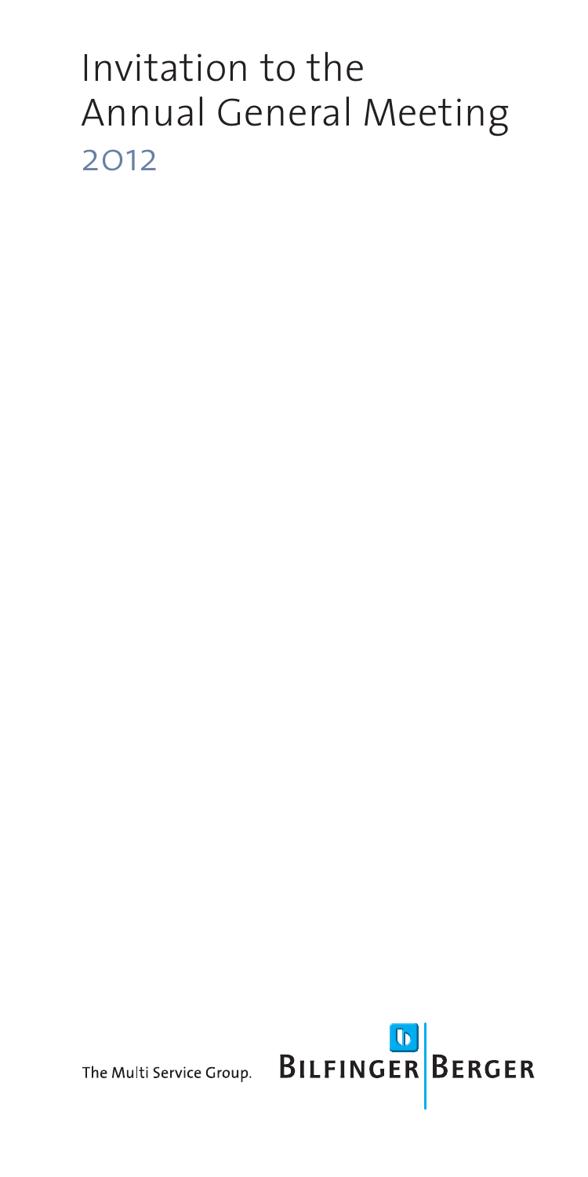# Invitation to the Annual General Meeting 2012

The Multi Service Group.

BILFINGER BERGER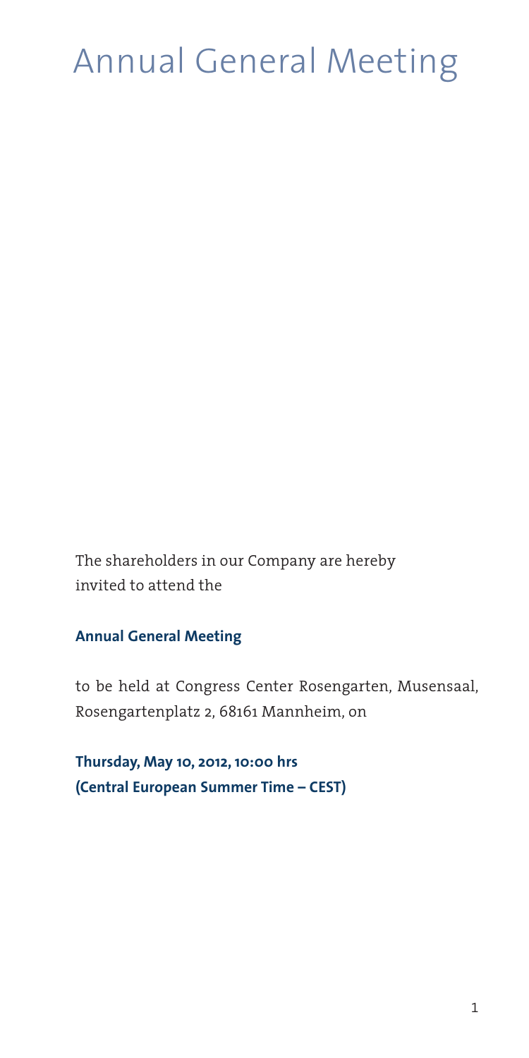# Annual General Meeting

The shareholders in our Company are hereby invited to attend the

**Annual General Meeting**

to be held at Congress Center Rosengarten, Musensaal, Rosengartenplatz 2, 68161 Mannheim, on

**Thursday, May 10, 2012, 10:00 hrs**
**(Central European Summer Time – CEST)**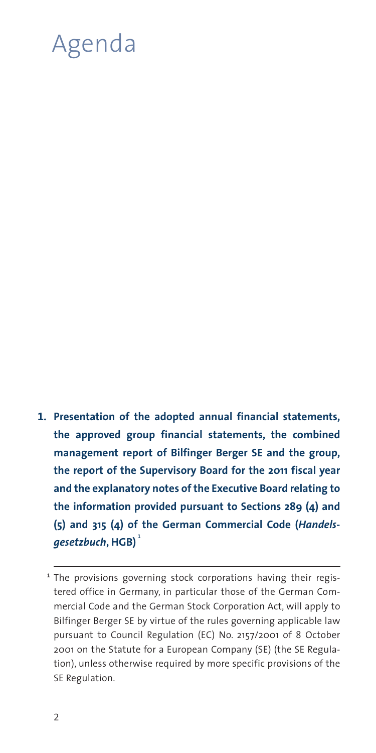# Agenda

1. **Presentation of the adopted annual financial statements, the approved group financial statements, the combined management report of Bilfinger Berger SE and the group, the report of the Supervisory Board for the 2011 fiscal year and the explanatory notes of the Executive Board relating to the information provided pursuant to Sections 289 (4) and (5) and 315 (4) of the German Commercial Code (*Handelsgesetzbuch*, HGB)** [1]

---

[1] The provisions governing stock corporations having their registered office in Germany, in particular those of the German Commercial Code and the German Stock Corporation Act, will apply to Bilfinger Berger SE by virtue of the rules governing applicable law pursuant to Council Regulation (EC) No. 2157/2001 of 8 October 2001 on the Statute for a European Company (SE) (the SE Regulation), unless otherwise required by more specific provisions of the SE Regulation.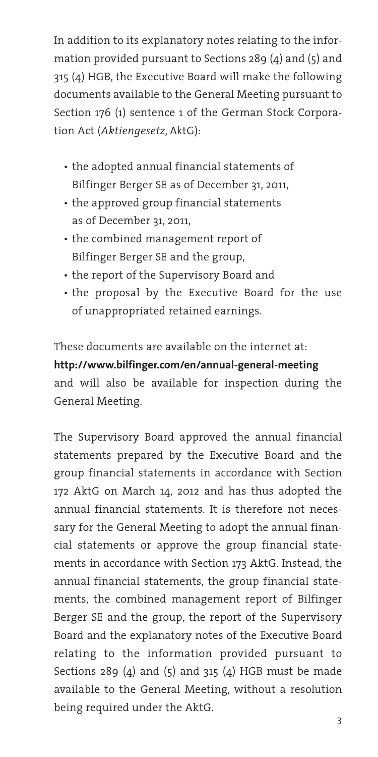In addition to its explanatory notes relating to the information provided pursuant to Sections 289 (4) and (5) and 315 (4) HGB, the Executive Board will make the following documents available to the General Meeting pursuant to Section 176 (1) sentence 1 of the German Stock Corporation Act (*Aktiengesetz*, AktG):

- the adopted annual financial statements of Bilfinger Berger SE as of December 31, 2011,
- the approved group financial statements as of December 31, 2011,
- the combined management report of Bilfinger Berger SE and the group,
- the report of the Supervisory Board and
- the proposal by the Executive Board for the use of unappropriated retained earnings.

These documents are available on the internet at: **http://www.bilfinger.com/en/annual-general-meeting** and will also be available for inspection during the General Meeting.

The Supervisory Board approved the annual financial statements prepared by the Executive Board and the group financial statements in accordance with Section 172 AktG on March 14, 2012 and has thus adopted the annual financial statements. It is therefore not necessary for the General Meeting to adopt the annual financial statements or approve the group financial statements in accordance with Section 173 AktG. Instead, the annual financial statements, the group financial statements, the combined management report of Bilfinger Berger SE and the group, the report of the Supervisory Board and the explanatory notes of the Executive Board relating to the information provided pursuant to Sections 289 (4) and (5) and 315 (4) HGB must be made available to the General Meeting, without a resolution being required under the AktG.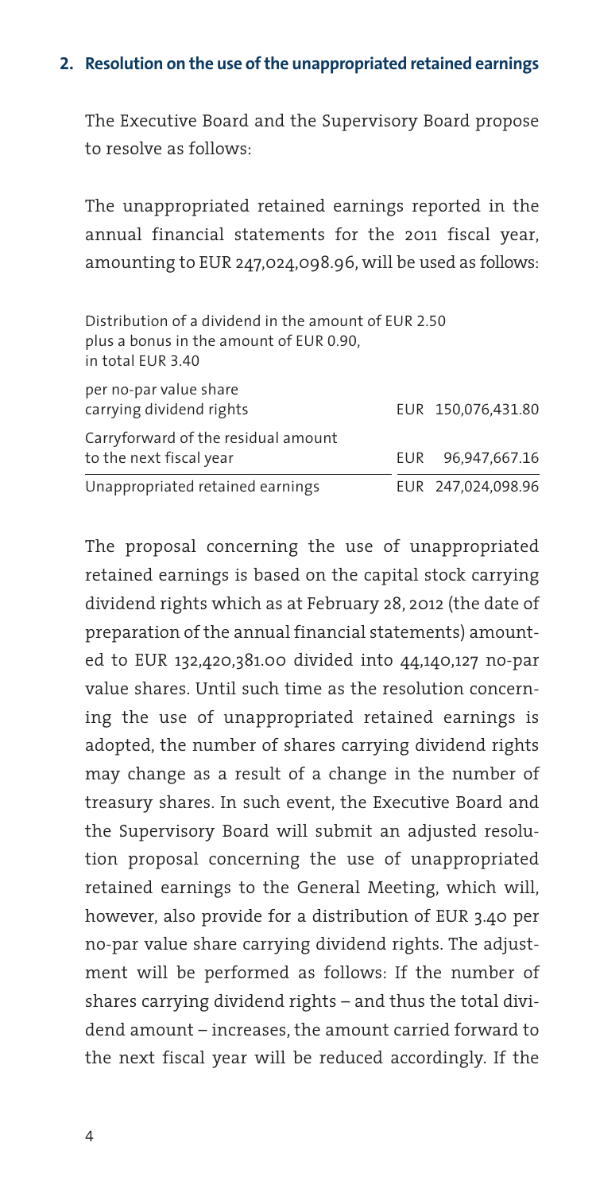## 2. Resolution on the use of the unappropriated retained earnings

The Executive Board and the Supervisory Board propose to resolve as follows:

The unappropriated retained earnings reported in the annual financial statements for the 2011 fiscal year, amounting to EUR 247,024,098.96, will be used as follows:

| | |
|---|---|
| Distribution of a dividend in the amount of EUR 2.50 plus a bonus in the amount of EUR 0.90, in total EUR 3.40 per no-par value share carrying dividend rights | EUR 150,076,431.80 |
| Carryforward of the residual amount to the next fiscal year | EUR 96,947,667.16 |
| Unappropriated retained earnings | EUR 247,024,098.96 |

The proposal concerning the use of unappropriated retained earnings is based on the capital stock carrying dividend rights which as at February 28, 2012 (the date of preparation of the annual financial statements) amounted to EUR 132,420,381.00 divided into 44,140,127 no-par value shares. Until such time as the resolution concerning the use of unappropriated retained earnings is adopted, the number of shares carrying dividend rights may change as a result of a change in the number of treasury shares. In such event, the Executive Board and the Supervisory Board will submit an adjusted resolution proposal concerning the use of unappropriated retained earnings to the General Meeting, which will, however, also provide for a distribution of EUR 3.40 per no-par value share carrying dividend rights. The adjustment will be performed as follows: If the number of shares carrying dividend rights – and thus the total dividend amount – increases, the amount carried forward to the next fiscal year will be reduced accordingly. If the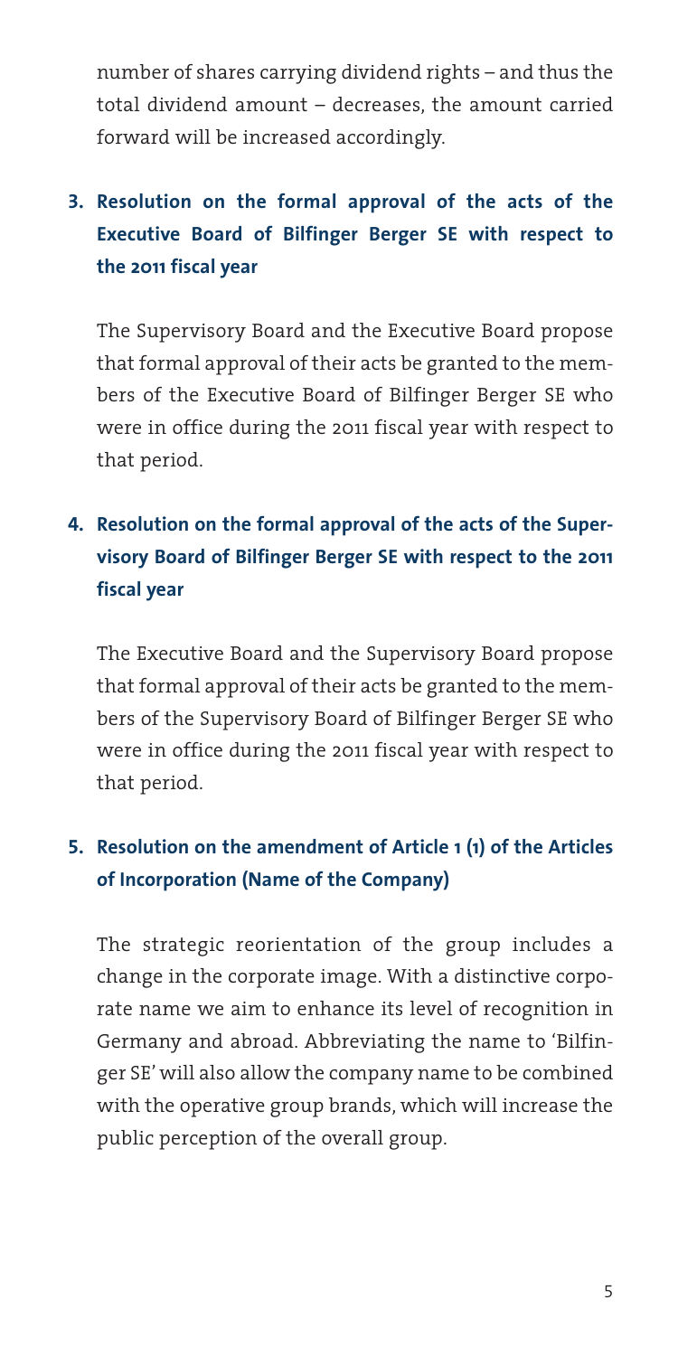number of shares carrying dividend rights – and thus the total dividend amount – decreases, the amount carried forward will be increased accordingly.

## 3. Resolution on the formal approval of the acts of the Executive Board of Bilfinger Berger SE with respect to the 2011 fiscal year

The Supervisory Board and the Executive Board propose that formal approval of their acts be granted to the members of the Executive Board of Bilfinger Berger SE who were in office during the 2011 fiscal year with respect to that period.

## 4. Resolution on the formal approval of the acts of the Supervisory Board of Bilfinger Berger SE with respect to the 2011 fiscal year

The Executive Board and the Supervisory Board propose that formal approval of their acts be granted to the members of the Supervisory Board of Bilfinger Berger SE who were in office during the 2011 fiscal year with respect to that period.

## 5. Resolution on the amendment of Article 1 (1) of the Articles of Incorporation (Name of the Company)

The strategic reorientation of the group includes a change in the corporate image. With a distinctive corporate name we aim to enhance its level of recognition in Germany and abroad. Abbreviating the name to 'Bilfinger SE' will also allow the company name to be combined with the operative group brands, which will increase the public perception of the overall group.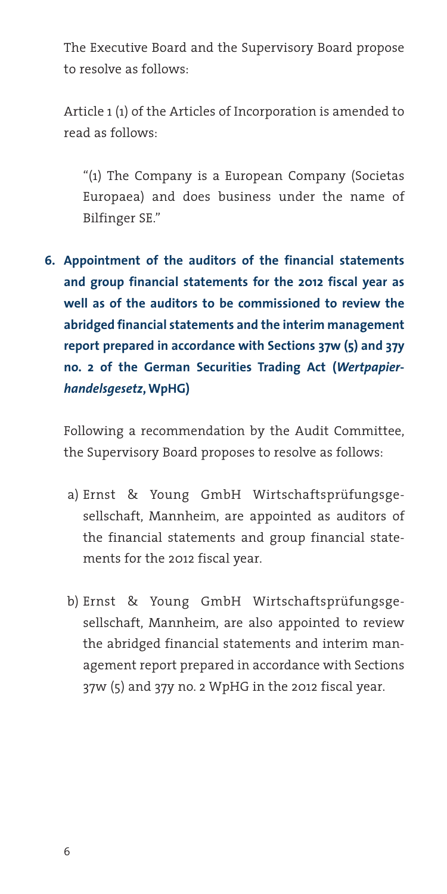The Executive Board and the Supervisory Board propose to resolve as follows:

Article 1 (1) of the Articles of Incorporation is amended to read as follows:

> "(1) The Company is a European Company (Societas Europaea) and does business under the name of Bilfinger SE."

**6. Appointment of the auditors of the financial statements and group financial statements for the 2012 fiscal year as well as of the auditors to be commissioned to review the abridged financial statements and the interim management report prepared in accordance with Sections 37w (5) and 37y no. 2 of the German Securities Trading Act (*Wertpapierhandelsgesetz*, WpHG)**

Following a recommendation by the Audit Committee, the Supervisory Board proposes to resolve as follows:

a) Ernst & Young GmbH Wirtschaftsprüfungsgesellschaft, Mannheim, are appointed as auditors of the financial statements and group financial statements for the 2012 fiscal year.

b) Ernst & Young GmbH Wirtschaftsprüfungsgesellschaft, Mannheim, are also appointed to review the abridged financial statements and interim management report prepared in accordance with Sections 37w (5) and 37y no. 2 WpHG in the 2012 fiscal year.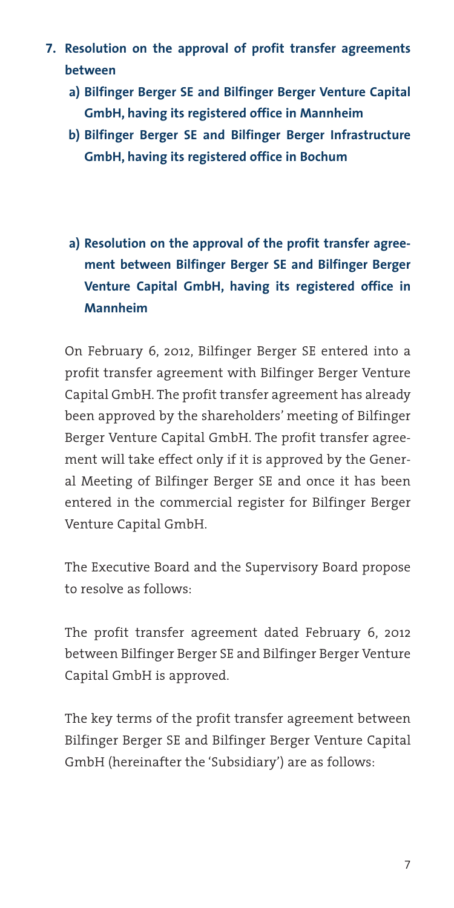**7. Resolution on the approval of profit transfer agreements between**

**a) Bilfinger Berger SE and Bilfinger Berger Venture Capital GmbH, having its registered office in Mannheim**

**b) Bilfinger Berger SE and Bilfinger Berger Infrastructure GmbH, having its registered office in Bochum**

**a) Resolution on the approval of the profit transfer agreement between Bilfinger Berger SE and Bilfinger Berger Venture Capital GmbH, having its registered office in Mannheim**

On February 6, 2012, Bilfinger Berger SE entered into a profit transfer agreement with Bilfinger Berger Venture Capital GmbH. The profit transfer agreement has already been approved by the shareholders' meeting of Bilfinger Berger Venture Capital GmbH. The profit transfer agreement will take effect only if it is approved by the General Meeting of Bilfinger Berger SE and once it has been entered in the commercial register for Bilfinger Berger Venture Capital GmbH.

The Executive Board and the Supervisory Board propose to resolve as follows:

The profit transfer agreement dated February 6, 2012 between Bilfinger Berger SE and Bilfinger Berger Venture Capital GmbH is approved.

The key terms of the profit transfer agreement between Bilfinger Berger SE and Bilfinger Berger Venture Capital GmbH (hereinafter the 'Subsidiary') are as follows: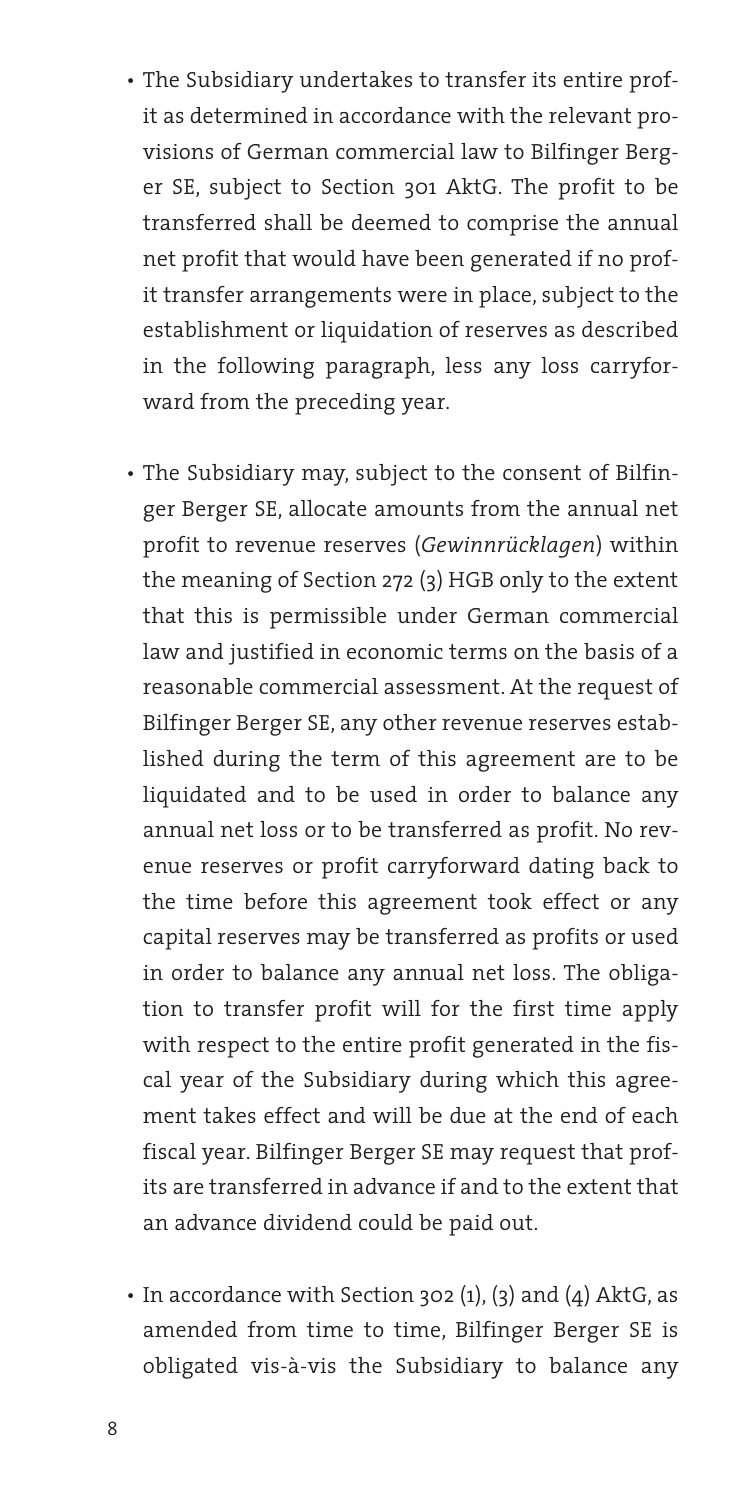- The Subsidiary undertakes to transfer its entire profit as determined in accordance with the relevant provisions of German commercial law to Bilfinger Berger SE, subject to Section 301 AktG. The profit to be transferred shall be deemed to comprise the annual net profit that would have been generated if no profit transfer arrangements were in place, subject to the establishment or liquidation of reserves as described in the following paragraph, less any loss carryforward from the preceding year.

- The Subsidiary may, subject to the consent of Bilfinger Berger SE, allocate amounts from the annual net profit to revenue reserves (*Gewinnrücklagen*) within the meaning of Section 272 (3) HGB only to the extent that this is permissible under German commercial law and justified in economic terms on the basis of a reasonable commercial assessment. At the request of Bilfinger Berger SE, any other revenue reserves established during the term of this agreement are to be liquidated and to be used in order to balance any annual net loss or to be transferred as profit. No revenue reserves or profit carryforward dating back to the time before this agreement took effect or any capital reserves may be transferred as profits or used in order to balance any annual net loss. The obligation to transfer profit will for the first time apply with respect to the entire profit generated in the fiscal year of the Subsidiary during which this agreement takes effect and will be due at the end of each fiscal year. Bilfinger Berger SE may request that profits are transferred in advance if and to the extent that an advance dividend could be paid out.

- In accordance with Section 302 (1), (3) and (4) AktG, as amended from time to time, Bilfinger Berger SE is obligated vis-à-vis the Subsidiary to balance any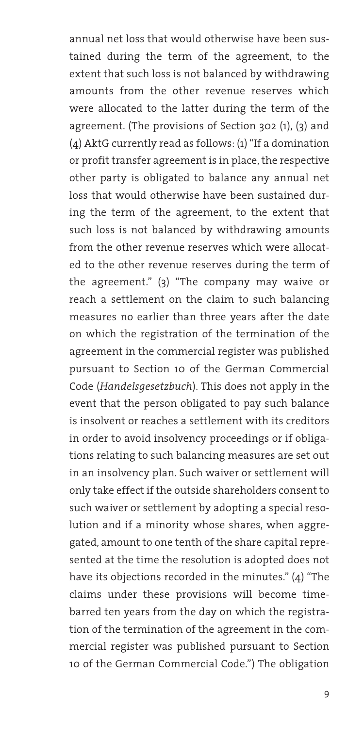annual net loss that would otherwise have been sustained during the term of the agreement, to the extent that such loss is not balanced by withdrawing amounts from the other revenue reserves which were allocated to the latter during the term of the agreement. (The provisions of Section 302 (1), (3) and (4) AktG currently read as follows: (1) "If a domination or profit transfer agreement is in place, the respective other party is obligated to balance any annual net loss that would otherwise have been sustained during the term of the agreement, to the extent that such loss is not balanced by withdrawing amounts from the other revenue reserves which were allocated to the other revenue reserves during the term of the agreement." (3) "The company may waive or reach a settlement on the claim to such balancing measures no earlier than three years after the date on which the registration of the termination of the agreement in the commercial register was published pursuant to Section 10 of the German Commercial Code (*Handelsgesetzbuch*). This does not apply in the event that the person obligated to pay such balance is insolvent or reaches a settlement with its creditors in order to avoid insolvency proceedings or if obligations relating to such balancing measures are set out in an insolvency plan. Such waiver or settlement will only take effect if the outside shareholders consent to such waiver or settlement by adopting a special resolution and if a minority whose shares, when aggregated, amount to one tenth of the share capital represented at the time the resolution is adopted does not have its objections recorded in the minutes." (4) "The claims under these provisions will become time-barred ten years from the day on which the registration of the termination of the agreement in the commercial register was published pursuant to Section 10 of the German Commercial Code.") The obligation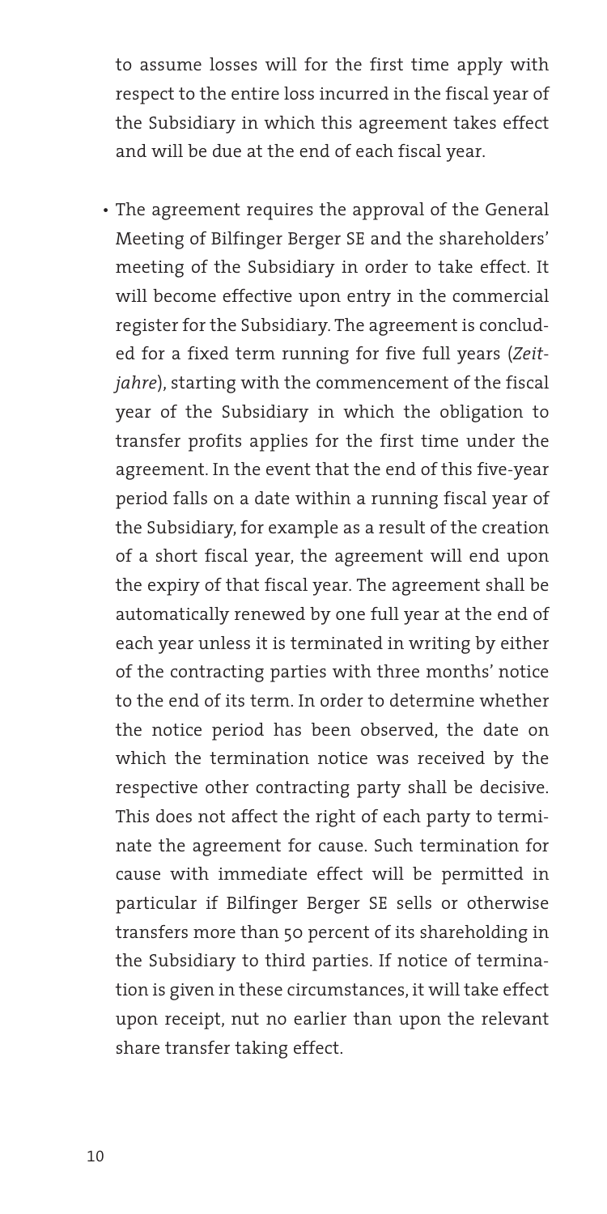to assume losses will for the first time apply with respect to the entire loss incurred in the fiscal year of the Subsidiary in which this agreement takes effect and will be due at the end of each fiscal year.

- The agreement requires the approval of the General Meeting of Bilfinger Berger SE and the shareholders' meeting of the Subsidiary in order to take effect. It will become effective upon entry in the commercial register for the Subsidiary. The agreement is concluded for a fixed term running for five full years (*Zeitjahre*), starting with the commencement of the fiscal year of the Subsidiary in which the obligation to transfer profits applies for the first time under the agreement. In the event that the end of this five-year period falls on a date within a running fiscal year of the Subsidiary, for example as a result of the creation of a short fiscal year, the agreement will end upon the expiry of that fiscal year. The agreement shall be automatically renewed by one full year at the end of each year unless it is terminated in writing by either of the contracting parties with three months' notice to the end of its term. In order to determine whether the notice period has been observed, the date on which the termination notice was received by the respective other contracting party shall be decisive. This does not affect the right of each party to terminate the agreement for cause. Such termination for cause with immediate effect will be permitted in particular if Bilfinger Berger SE sells or otherwise transfers more than 50 percent of its shareholding in the Subsidiary to third parties. If notice of termination is given in these circumstances, it will take effect upon receipt, nut no earlier than upon the relevant share transfer taking effect.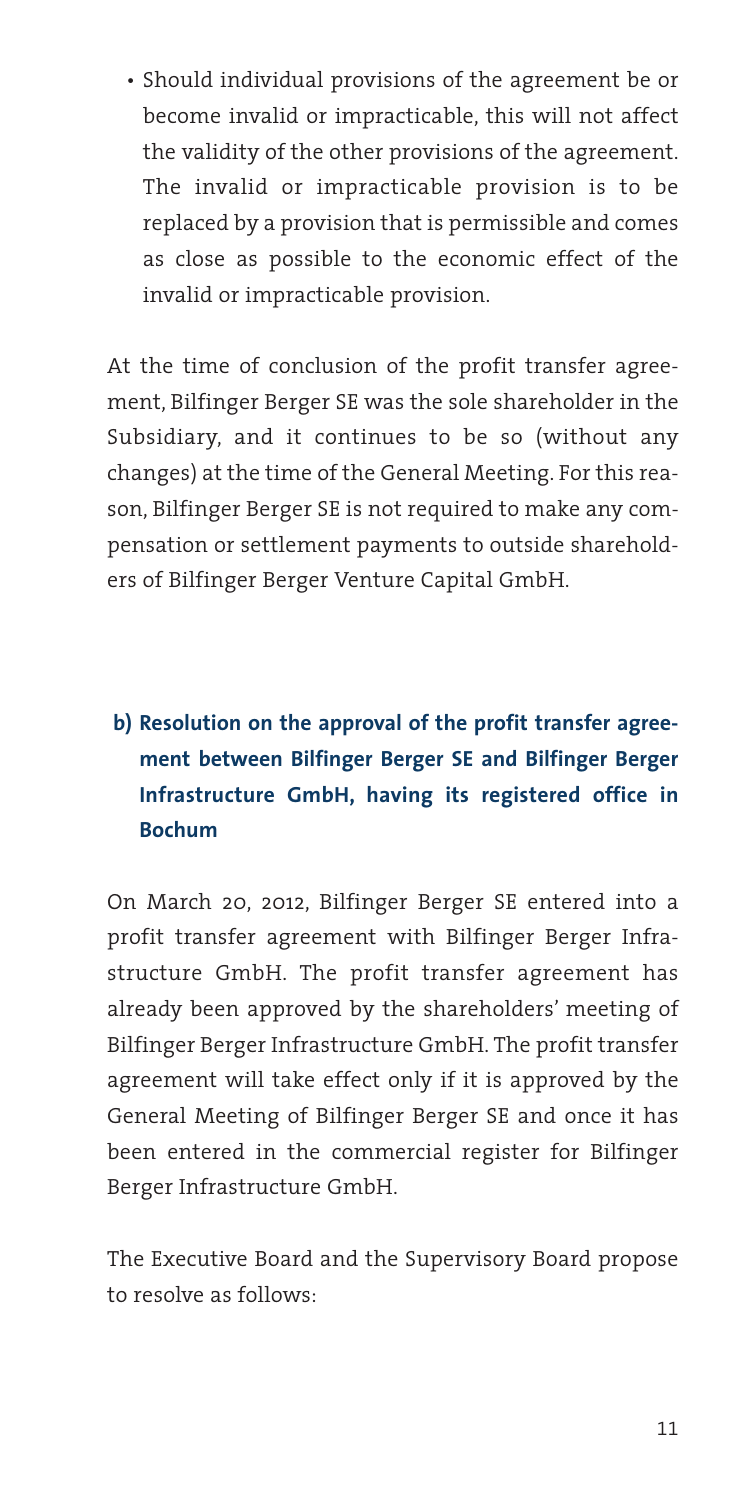- Should individual provisions of the agreement be or become invalid or impracticable, this will not affect the validity of the other provisions of the agreement. The invalid or impracticable provision is to be replaced by a provision that is permissible and comes as close as possible to the economic effect of the invalid or impracticable provision.

At the time of conclusion of the profit transfer agreement, Bilfinger Berger SE was the sole shareholder in the Subsidiary, and it continues to be so (without any changes) at the time of the General Meeting. For this reason, Bilfinger Berger SE is not required to make any compensation or settlement payments to outside shareholders of Bilfinger Berger Venture Capital GmbH.

**b) Resolution on the approval of the profit transfer agreement between Bilfinger Berger SE and Bilfinger Berger Infrastructure GmbH, having its registered office in Bochum**

On March 20, 2012, Bilfinger Berger SE entered into a profit transfer agreement with Bilfinger Berger Infrastructure GmbH. The profit transfer agreement has already been approved by the shareholders' meeting of Bilfinger Berger Infrastructure GmbH. The profit transfer agreement will take effect only if it is approved by the General Meeting of Bilfinger Berger SE and once it has been entered in the commercial register for Bilfinger Berger Infrastructure GmbH.

The Executive Board and the Supervisory Board propose to resolve as follows: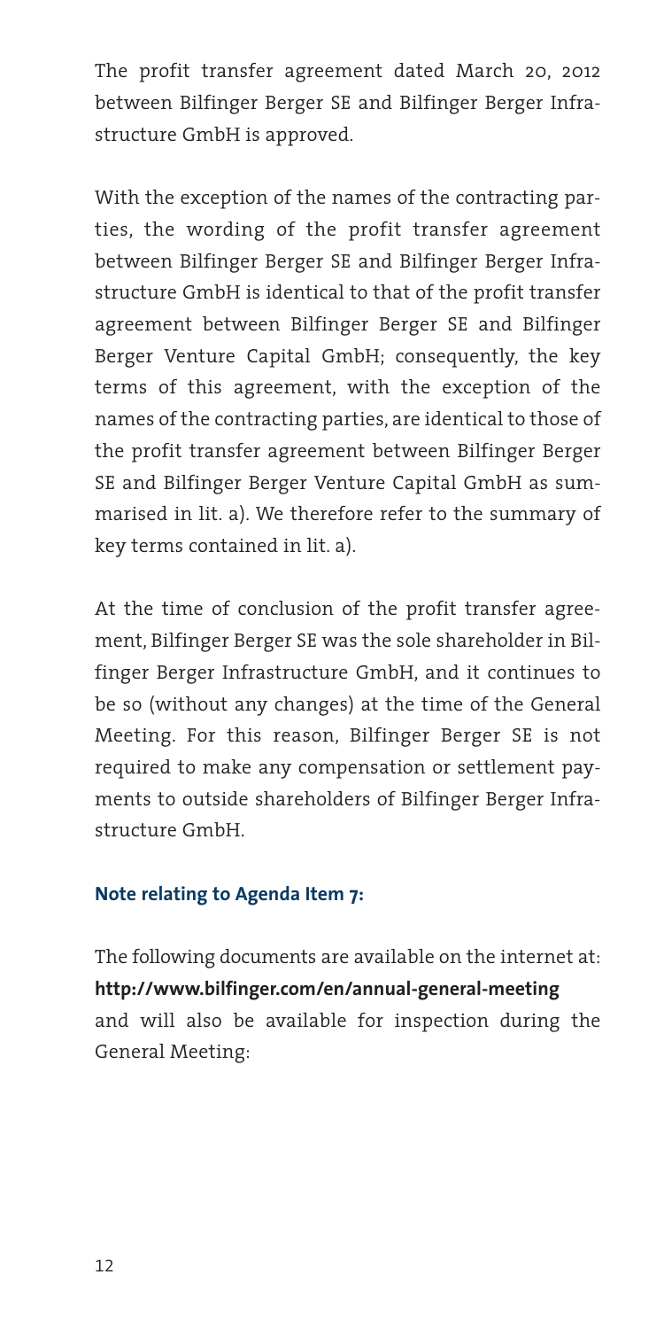The profit transfer agreement dated March 20, 2012 between Bilfinger Berger SE and Bilfinger Berger Infrastructure GmbH is approved.

With the exception of the names of the contracting parties, the wording of the profit transfer agreement between Bilfinger Berger SE and Bilfinger Berger Infrastructure GmbH is identical to that of the profit transfer agreement between Bilfinger Berger SE and Bilfinger Berger Venture Capital GmbH; consequently, the key terms of this agreement, with the exception of the names of the contracting parties, are identical to those of the profit transfer agreement between Bilfinger Berger SE and Bilfinger Berger Venture Capital GmbH as summarised in lit. a). We therefore refer to the summary of key terms contained in lit. a).

At the time of conclusion of the profit transfer agreement, Bilfinger Berger SE was the sole shareholder in Bilfinger Berger Infrastructure GmbH, and it continues to be so (without any changes) at the time of the General Meeting. For this reason, Bilfinger Berger SE is not required to make any compensation or settlement payments to outside shareholders of Bilfinger Berger Infrastructure GmbH.

### Note relating to Agenda Item 7:

The following documents are available on the internet at: **http://www.bilfinger.com/en/annual-general-meeting** and will also be available for inspection during the General Meeting: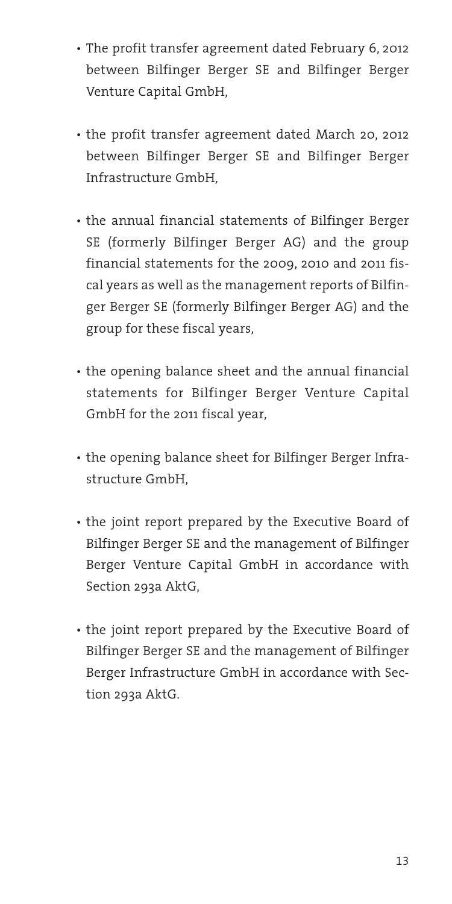- The profit transfer agreement dated February 6, 2012 between Bilfinger Berger SE and Bilfinger Berger Venture Capital GmbH,
- the profit transfer agreement dated March 20, 2012 between Bilfinger Berger SE and Bilfinger Berger Infrastructure GmbH,
- the annual financial statements of Bilfinger Berger SE (formerly Bilfinger Berger AG) and the group financial statements for the 2009, 2010 and 2011 fiscal years as well as the management reports of Bilfinger Berger SE (formerly Bilfinger Berger AG) and the group for these fiscal years,
- the opening balance sheet and the annual financial statements for Bilfinger Berger Venture Capital GmbH for the 2011 fiscal year,
- the opening balance sheet for Bilfinger Berger Infrastructure GmbH,
- the joint report prepared by the Executive Board of Bilfinger Berger SE and the management of Bilfinger Berger Venture Capital GmbH in accordance with Section 293a AktG,
- the joint report prepared by the Executive Board of Bilfinger Berger SE and the management of Bilfinger Berger Infrastructure GmbH in accordance with Section 293a AktG.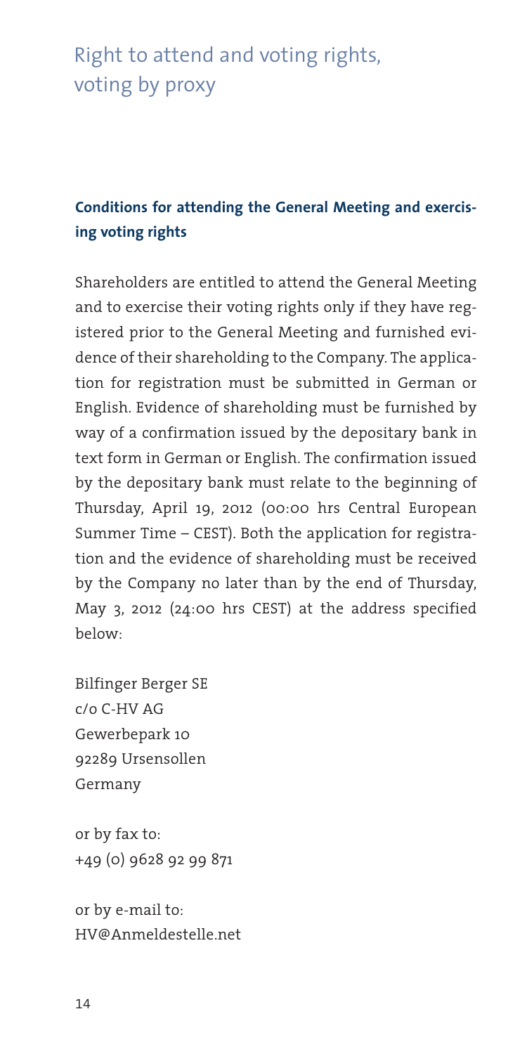# Right to attend and voting rights, voting by proxy

### Conditions for attending the General Meeting and exercising voting rights

Shareholders are entitled to attend the General Meeting and to exercise their voting rights only if they have registered prior to the General Meeting and furnished evidence of their shareholding to the Company. The application for registration must be submitted in German or English. Evidence of shareholding must be furnished by way of a confirmation issued by the depositary bank in text form in German or English. The confirmation issued by the depositary bank must relate to the beginning of Thursday, April 19, 2012 (00:00 hrs Central European Summer Time – CEST). Both the application for registration and the evidence of shareholding must be received by the Company no later than by the end of Thursday, May 3, 2012 (24:00 hrs CEST) at the address specified below:

Bilfinger Berger SE
c/o C-HV AG
Gewerbepark 10
92289 Ursensollen
Germany

or by fax to:
+49 (0) 9628 92 99 871

or by e-mail to:
HV@Anmeldestelle.net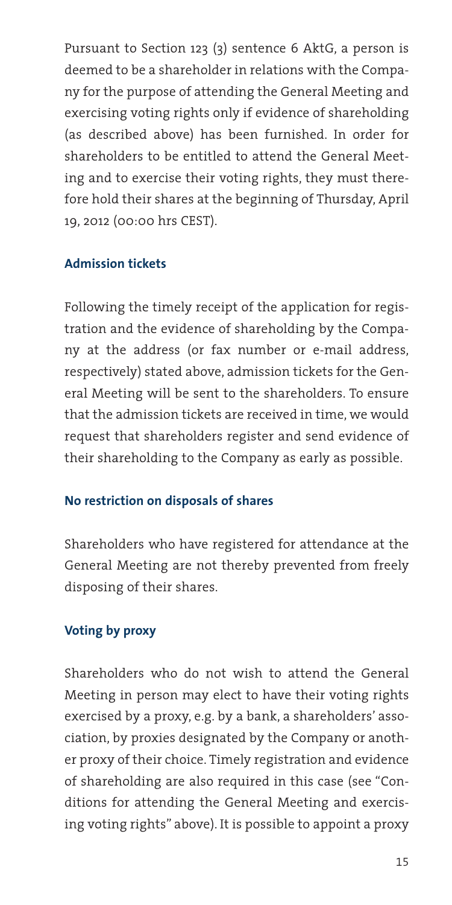Pursuant to Section 123 (3) sentence 6 AktG, a person is deemed to be a shareholder in relations with the Company for the purpose of attending the General Meeting and exercising voting rights only if evidence of shareholding (as described above) has been furnished. In order for shareholders to be entitled to attend the General Meeting and to exercise their voting rights, they must therefore hold their shares at the beginning of Thursday, April 19, 2012 (00:00 hrs CEST).

### Admission tickets

Following the timely receipt of the application for registration and the evidence of shareholding by the Company at the address (or fax number or e-mail address, respectively) stated above, admission tickets for the General Meeting will be sent to the shareholders. To ensure that the admission tickets are received in time, we would request that shareholders register and send evidence of their shareholding to the Company as early as possible.

### No restriction on disposals of shares

Shareholders who have registered for attendance at the General Meeting are not thereby prevented from freely disposing of their shares.

### Voting by proxy

Shareholders who do not wish to attend the General Meeting in person may elect to have their voting rights exercised by a proxy, e.g. by a bank, a shareholders' association, by proxies designated by the Company or another proxy of their choice. Timely registration and evidence of shareholding are also required in this case (see "Conditions for attending the General Meeting and exercising voting rights" above). It is possible to appoint a proxy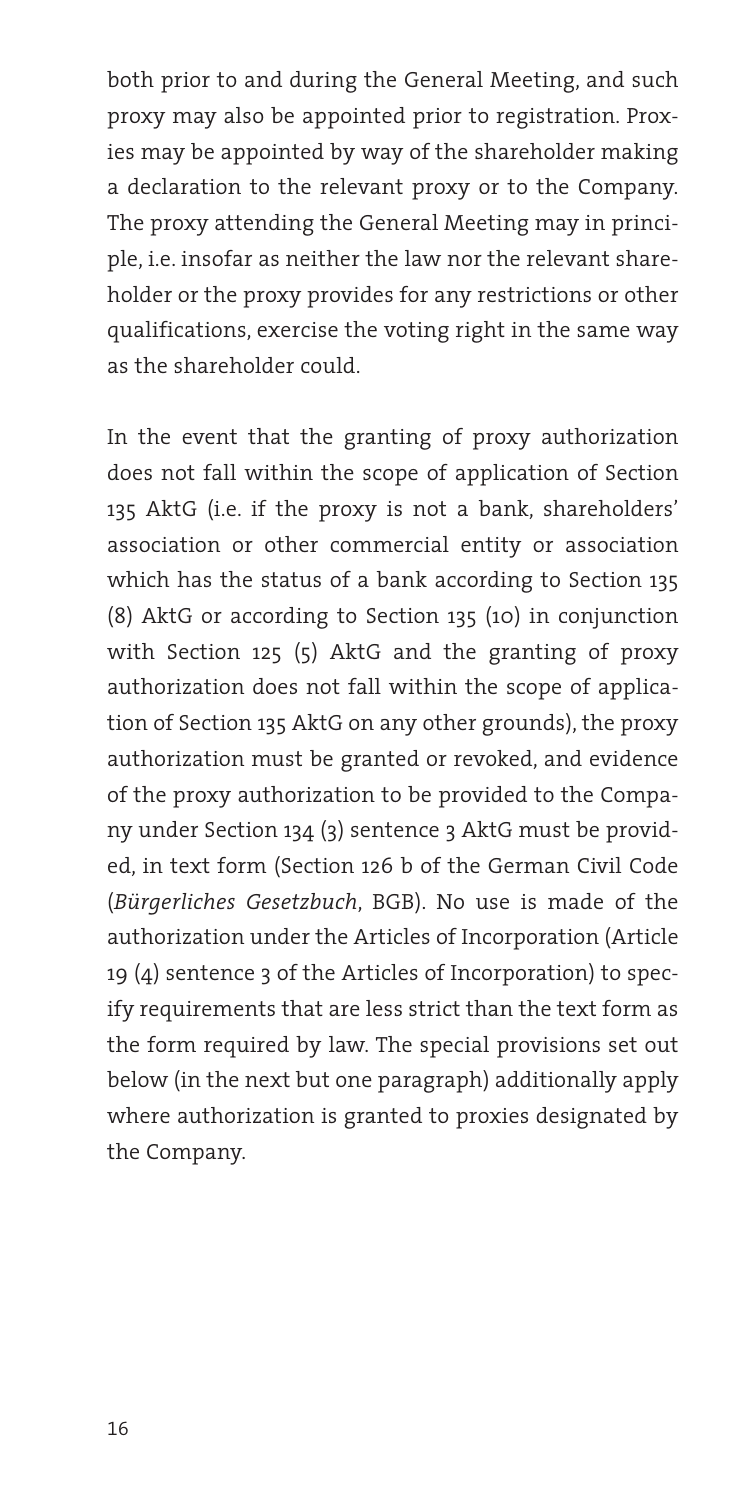both prior to and during the General Meeting, and such proxy may also be appointed prior to registration. Proxies may be appointed by way of the shareholder making a declaration to the relevant proxy or to the Company. The proxy attending the General Meeting may in principle, i.e. insofar as neither the law nor the relevant shareholder or the proxy provides for any restrictions or other qualifications, exercise the voting right in the same way as the shareholder could.

In the event that the granting of proxy authorization does not fall within the scope of application of Section 135 AktG (i.e. if the proxy is not a bank, shareholders' association or other commercial entity or association which has the status of a bank according to Section 135 (8) AktG or according to Section 135 (10) in conjunction with Section 125 (5) AktG and the granting of proxy authorization does not fall within the scope of application of Section 135 AktG on any other grounds), the proxy authorization must be granted or revoked, and evidence of the proxy authorization to be provided to the Company under Section 134 (3) sentence 3 AktG must be provided, in text form (Section 126 b of the German Civil Code (*Bürgerliches Gesetzbuch*, BGB). No use is made of the authorization under the Articles of Incorporation (Article 19 (4) sentence 3 of the Articles of Incorporation) to specify requirements that are less strict than the text form as the form required by law. The special provisions set out below (in the next but one paragraph) additionally apply where authorization is granted to proxies designated by the Company.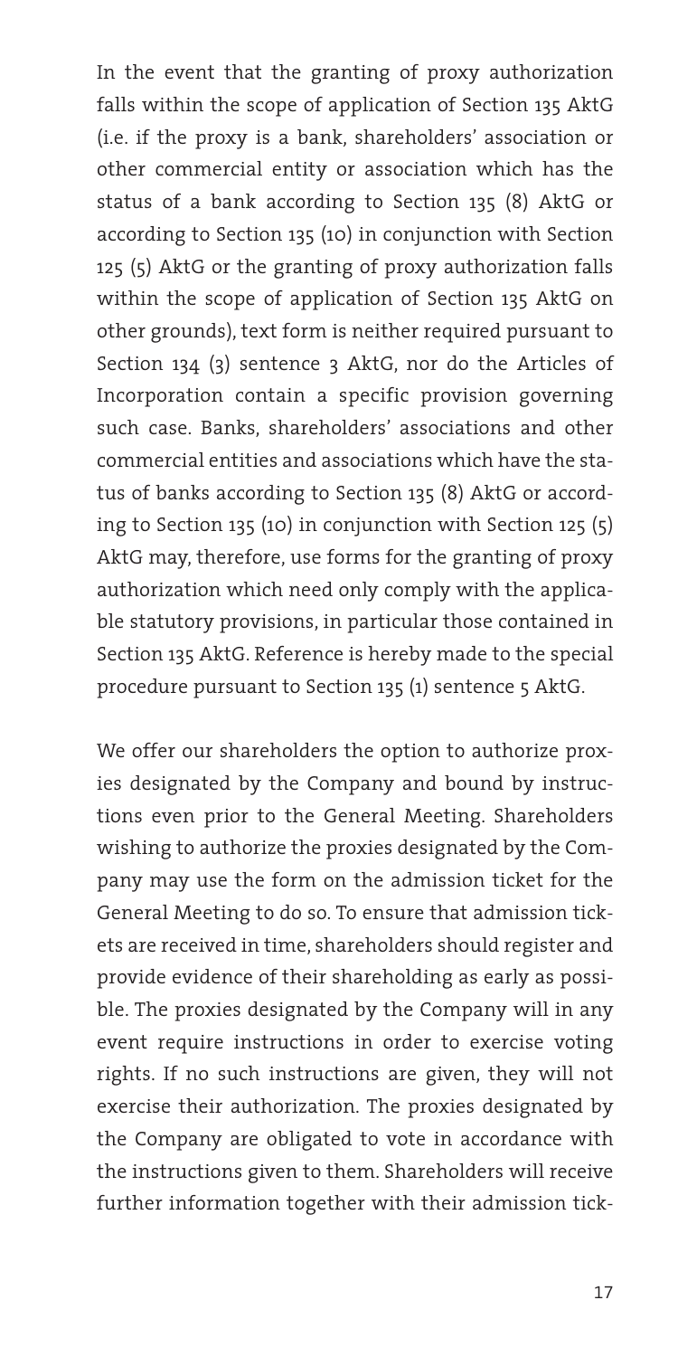In the event that the granting of proxy authorization falls within the scope of application of Section 135 AktG (i.e. if the proxy is a bank, shareholders' association or other commercial entity or association which has the status of a bank according to Section 135 (8) AktG or according to Section 135 (10) in conjunction with Section 125 (5) AktG or the granting of proxy authorization falls within the scope of application of Section 135 AktG on other grounds), text form is neither required pursuant to Section 134 (3) sentence 3 AktG, nor do the Articles of Incorporation contain a specific provision governing such case. Banks, shareholders' associations and other commercial entities and associations which have the status of banks according to Section 135 (8) AktG or according to Section 135 (10) in conjunction with Section 125 (5) AktG may, therefore, use forms for the granting of proxy authorization which need only comply with the applicable statutory provisions, in particular those contained in Section 135 AktG. Reference is hereby made to the special procedure pursuant to Section 135 (1) sentence 5 AktG.

We offer our shareholders the option to authorize proxies designated by the Company and bound by instructions even prior to the General Meeting. Shareholders wishing to authorize the proxies designated by the Company may use the form on the admission ticket for the General Meeting to do so. To ensure that admission tickets are received in time, shareholders should register and provide evidence of their shareholding as early as possible. The proxies designated by the Company will in any event require instructions in order to exercise voting rights. If no such instructions are given, they will not exercise their authorization. The proxies designated by the Company are obligated to vote in accordance with the instructions given to them. Shareholders will receive further information together with their admission tick-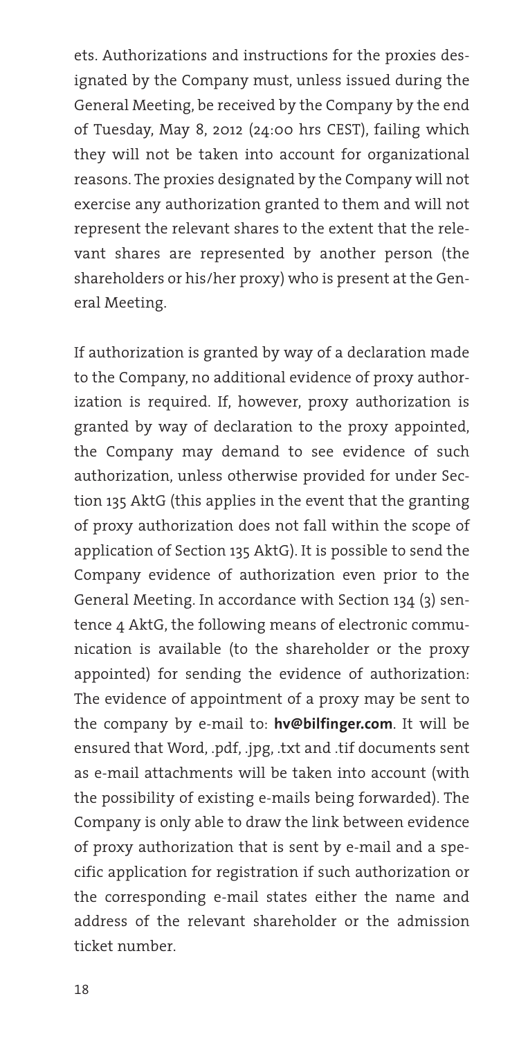ets. Authorizations and instructions for the proxies designated by the Company must, unless issued during the General Meeting, be received by the Company by the end of Tuesday, May 8, 2012 (24:00 hrs CEST), failing which they will not be taken into account for organizational reasons. The proxies designated by the Company will not exercise any authorization granted to them and will not represent the relevant shares to the extent that the relevant shares are represented by another person (the shareholders or his/her proxy) who is present at the General Meeting.

If authorization is granted by way of a declaration made to the Company, no additional evidence of proxy authorization is required. If, however, proxy authorization is granted by way of declaration to the proxy appointed, the Company may demand to see evidence of such authorization, unless otherwise provided for under Section 135 AktG (this applies in the event that the granting of proxy authorization does not fall within the scope of application of Section 135 AktG). It is possible to send the Company evidence of authorization even prior to the General Meeting. In accordance with Section 134 (3) sentence 4 AktG, the following means of electronic communication is available (to the shareholder or the proxy appointed) for sending the evidence of authorization: The evidence of appointment of a proxy may be sent to the company by e-mail to: **hv@bilfinger.com**. It will be ensured that Word, .pdf, .jpg, .txt and .tif documents sent as e-mail attachments will be taken into account (with the possibility of existing e-mails being forwarded). The Company is only able to draw the link between evidence of proxy authorization that is sent by e-mail and a specific application for registration if such authorization or the corresponding e-mail states either the name and address of the relevant shareholder or the admission ticket number.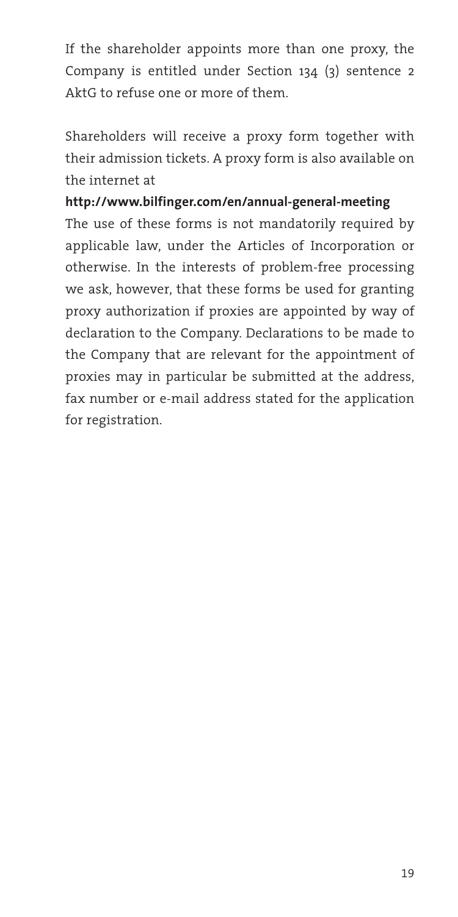If the shareholder appoints more than one proxy, the Company is entitled under Section 134 (3) sentence 2 AktG to refuse one or more of them.

Shareholders will receive a proxy form together with their admission tickets. A proxy form is also available on the internet at

**http://www.bilfinger.com/en/annual-general-meeting**

The use of these forms is not mandatorily required by applicable law, under the Articles of Incorporation or otherwise. In the interests of problem-free processing we ask, however, that these forms be used for granting proxy authorization if proxies are appointed by way of declaration to the Company. Declarations to be made to the Company that are relevant for the appointment of proxies may in particular be submitted at the address, fax number or e-mail address stated for the application for registration.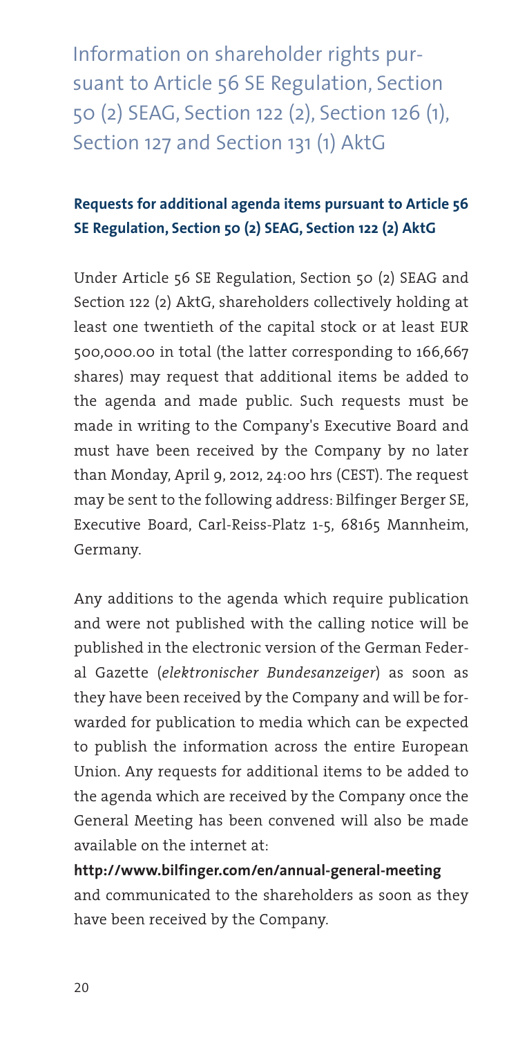# Information on shareholder rights pursuant to Article 56 SE Regulation, Section 50 (2) SEAG, Section 122 (2), Section 126 (1), Section 127 and Section 131 (1) AktG

## Requests for additional agenda items pursuant to Article 56 SE Regulation, Section 50 (2) SEAG, Section 122 (2) AktG

Under Article 56 SE Regulation, Section 50 (2) SEAG and Section 122 (2) AktG, shareholders collectively holding at least one twentieth of the capital stock or at least EUR 500,000.00 in total (the latter corresponding to 166,667 shares) may request that additional items be added to the agenda and made public. Such requests must be made in writing to the Company's Executive Board and must have been received by the Company by no later than Monday, April 9, 2012, 24:00 hrs (CEST). The request may be sent to the following address: Bilfinger Berger SE, Executive Board, Carl-Reiss-Platz 1-5, 68165 Mannheim, Germany.

Any additions to the agenda which require publication and were not published with the calling notice will be published in the electronic version of the German Federal Gazette (*elektronischer Bundesanzeiger*) as soon as they have been received by the Company and will be forwarded for publication to media which can be expected to publish the information across the entire European Union. Any requests for additional items to be added to the agenda which are received by the Company once the General Meeting has been convened will also be made available on the internet at:

**http://www.bilfinger.com/en/annual-general-meeting**

and communicated to the shareholders as soon as they have been received by the Company.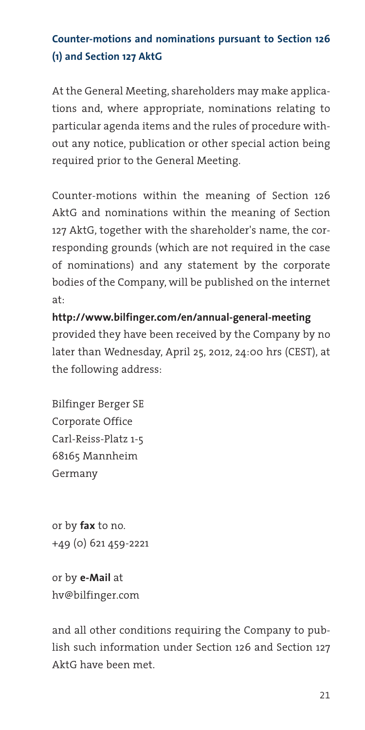## Counter-motions and nominations pursuant to Section 126 (1) and Section 127 AktG

At the General Meeting, shareholders may make applications and, where appropriate, nominations relating to particular agenda items and the rules of procedure without any notice, publication or other special action being required prior to the General Meeting.

Counter-motions within the meaning of Section 126 AktG and nominations within the meaning of Section 127 AktG, together with the shareholder's name, the corresponding grounds (which are not required in the case of nominations) and any statement by the corporate bodies of the Company, will be published on the internet at:

**http://www.bilfinger.com/en/annual-general-meeting**
provided they have been received by the Company by no later than Wednesday, April 25, 2012, 24:00 hrs (CEST), at the following address:

Bilfinger Berger SE
Corporate Office
Carl-Reiss-Platz 1-5
68165 Mannheim
Germany

or by **fax** to no.
+49 (0) 621 459-2221

or by **e-Mail** at
hv@bilfinger.com

and all other conditions requiring the Company to publish such information under Section 126 and Section 127 AktG have been met.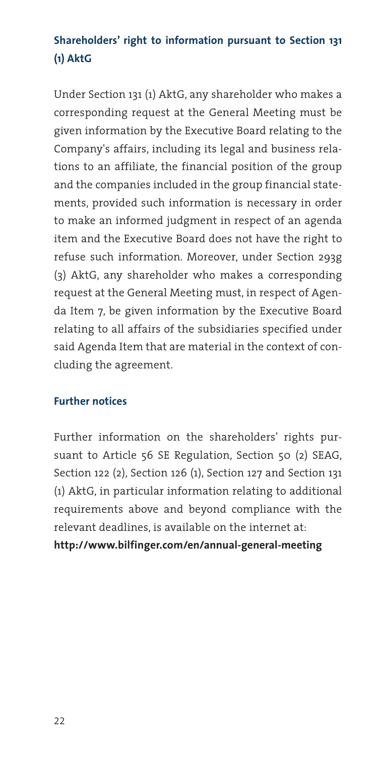## Shareholders' right to information pursuant to Section 131 (1) AktG

Under Section 131 (1) AktG, any shareholder who makes a corresponding request at the General Meeting must be given information by the Executive Board relating to the Company's affairs, including its legal and business relations to an affiliate, the financial position of the group and the companies included in the group financial statements, provided such information is necessary in order to make an informed judgment in respect of an agenda item and the Executive Board does not have the right to refuse such information. Moreover, under Section 293g (3) AktG, any shareholder who makes a corresponding request at the General Meeting must, in respect of Agenda Item 7, be given information by the Executive Board relating to all affairs of the subsidiaries specified under said Agenda Item that are material in the context of concluding the agreement.

## Further notices

Further information on the shareholders' rights pursuant to Article 56 SE Regulation, Section 50 (2) SEAG, Section 122 (2), Section 126 (1), Section 127 and Section 131 (1) AktG, in particular information relating to additional requirements above and beyond compliance with the relevant deadlines, is available on the internet at:
**http://www.bilfinger.com/en/annual-general-meeting**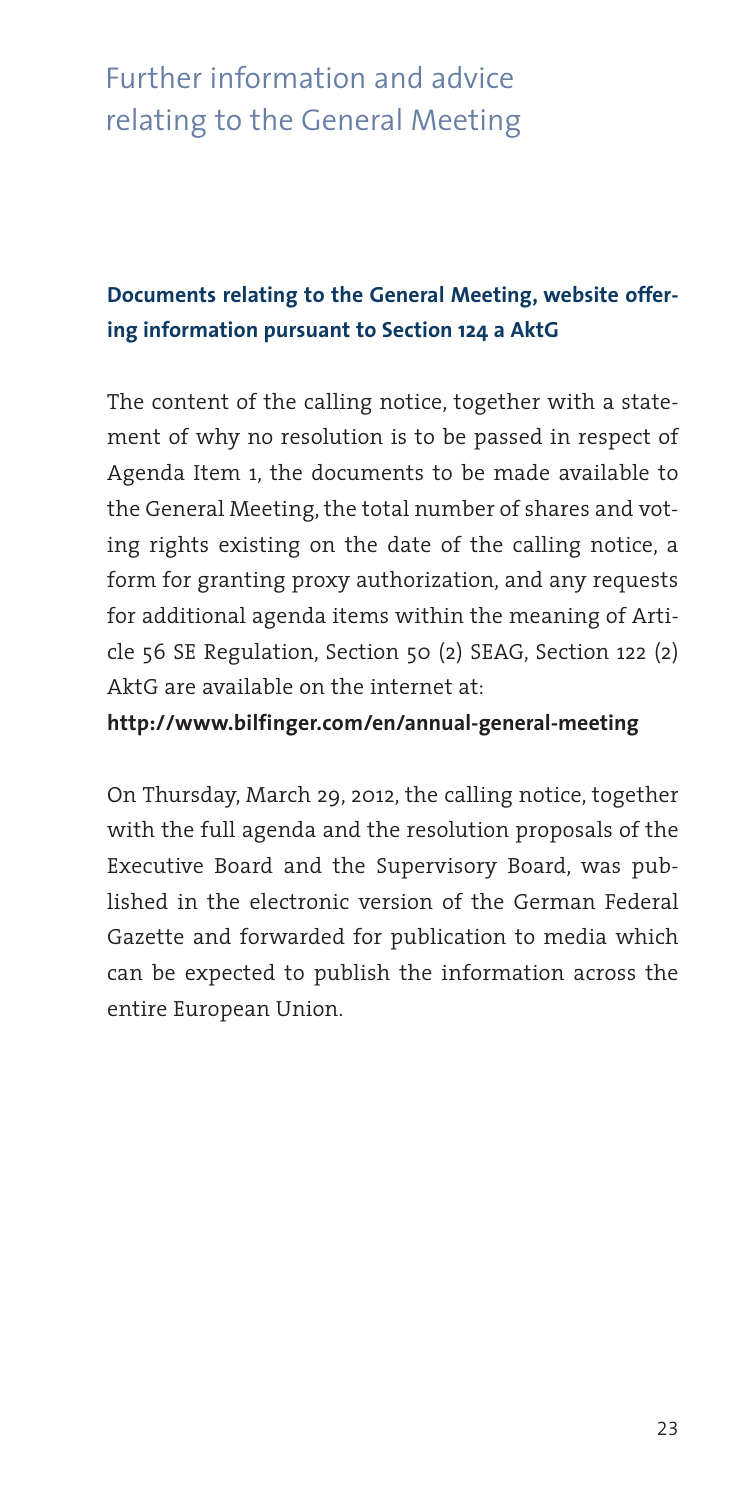# Further information and advice relating to the General Meeting

## Documents relating to the General Meeting, website offering information pursuant to Section 124 a AktG

The content of the calling notice, together with a statement of why no resolution is to be passed in respect of Agenda Item 1, the documents to be made available to the General Meeting, the total number of shares and voting rights existing on the date of the calling notice, a form for granting proxy authorization, and any requests for additional agenda items within the meaning of Article 56 SE Regulation, Section 50 (2) SEAG, Section 122 (2) AktG are available on the internet at:

**http://www.bilfinger.com/en/annual-general-meeting**

On Thursday, March 29, 2012, the calling notice, together with the full agenda and the resolution proposals of the Executive Board and the Supervisory Board, was published in the electronic version of the German Federal Gazette and forwarded for publication to media which can be expected to publish the information across the entire European Union.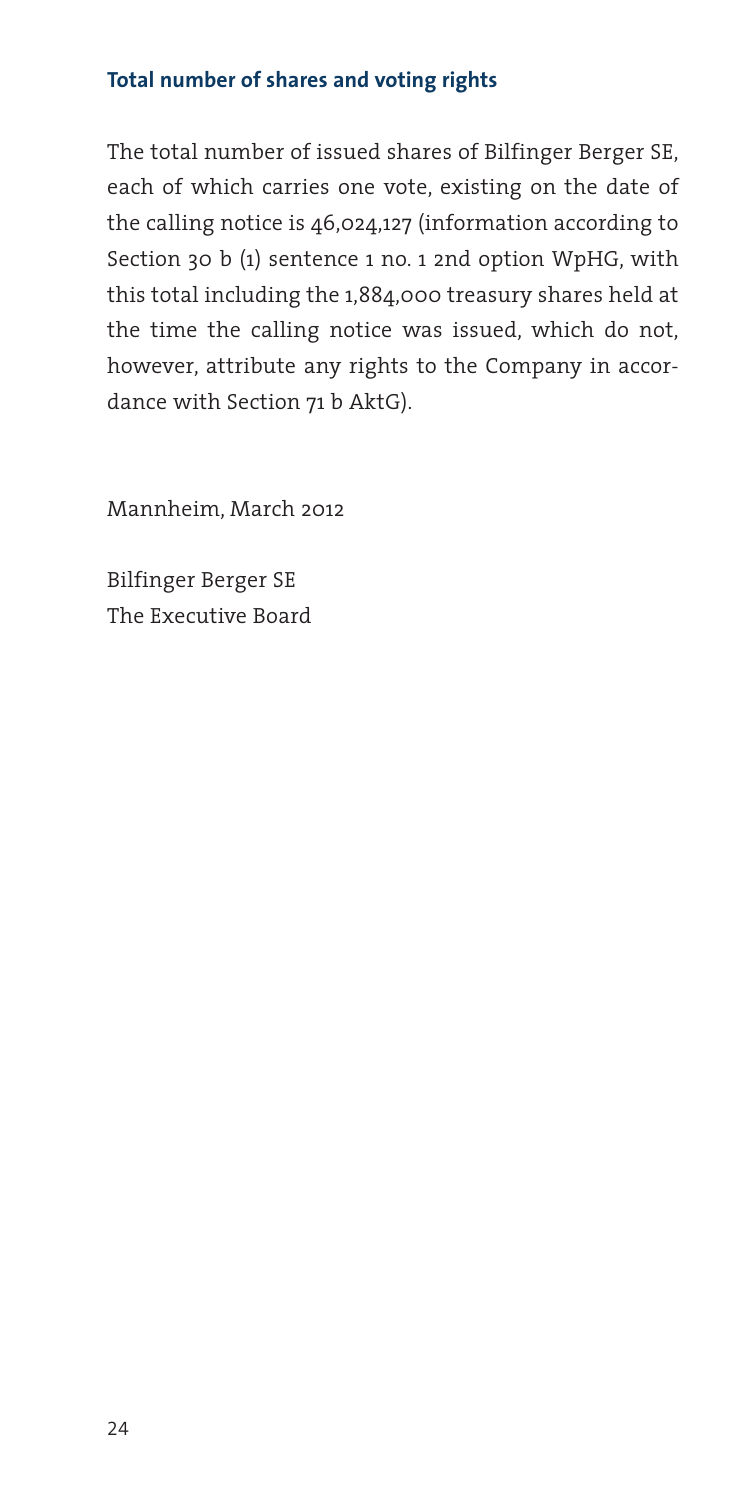## Total number of shares and voting rights

The total number of issued shares of Bilfinger Berger SE, each of which carries one vote, existing on the date of the calling notice is 46,024,127 (information according to Section 30 b (1) sentence 1 no. 1 2nd option WpHG, with this total including the 1,884,000 treasury shares held at the time the calling notice was issued, which do not, however, attribute any rights to the Company in accordance with Section 71 b AktG).

Mannheim, March 2012

Bilfinger Berger SE
The Executive Board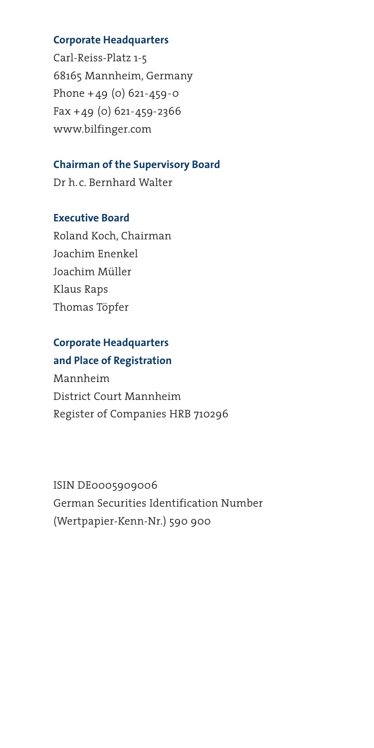**Corporate Headquarters**

Carl-Reiss-Platz 1-5
68165 Mannheim, Germany
Phone +49 (0) 621-459-0
Fax +49 (0) 621-459-2366
www.bilfinger.com

**Chairman of the Supervisory Board**

Dr h.c. Bernhard Walter

**Executive Board**

Roland Koch, Chairman
Joachim Enenkel
Joachim Müller
Klaus Raps
Thomas Töpfer

**Corporate Headquarters and Place of Registration**

Mannheim
District Court Mannheim
Register of Companies HRB 710296

ISIN DE0005909006
German Securities Identification Number
(Wertpapier-Kenn-Nr.) 590 900